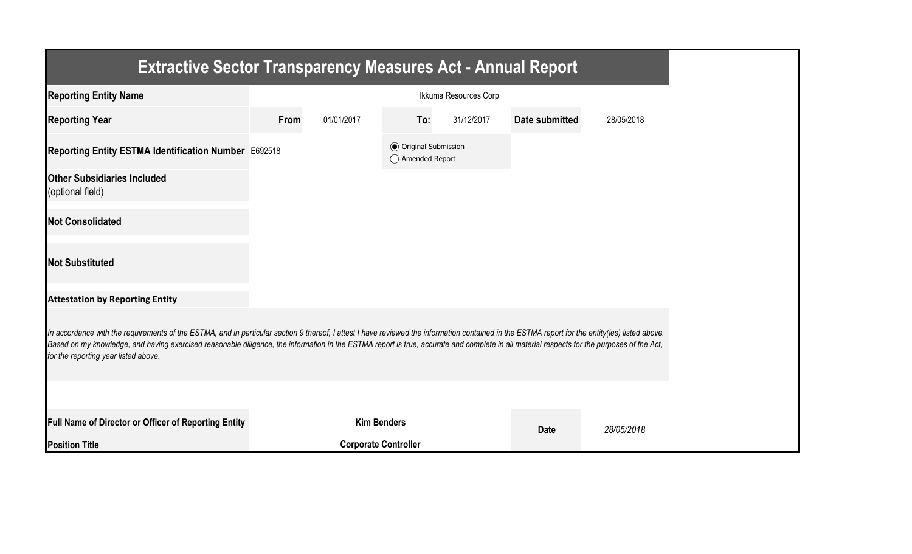# Extractive Sector Transparency Measures Act - Annual Report

| | | | | | | |
|---|---|---|---|---|---|---|
| **Reporting Entity Name** | Ikkuma Resources Corp | | | | | |
| **Reporting Year** | **From** | 01/01/2017 | **To:** | 31/12/2017 | **Date submitted** | 28/05/2018 |
| **Reporting Entity ESTMA Identification Number** | E692518 | | ◉ Original Submission ◯ Amended Report | | | |
| **Other Subsidiaries Included** (optional field) | | | | | | |
| **Not Consolidated** | | | | | | |
| **Not Substituted** | | | | | | |

**Attestation by Reporting Entity**

*In accordance with the requirements of the ESTMA, and in particular section 9 thereof, I attest I have reviewed the information contained in the ESTMA report for the entity(ies) listed above. Based on my knowledge, and having exercised reasonable diligence, the information in the ESTMA report is true, accurate and complete in all material respects for the purposes of the Act, for the reporting year listed above.*

| | | | |
|---|---|---|---|
| **Full Name of Director or Officer of Reporting Entity** | **Kim Benders** | **Date** | *28/05/2018* |
| **Position Title** | **Corporate Controller** | | |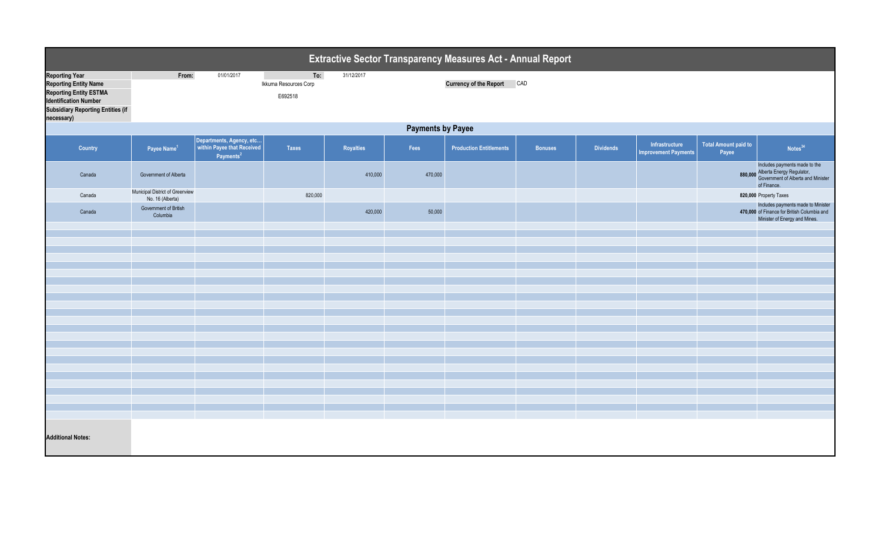# Extractive Sector Transparency Measures Act - Annual Report

| | | | | |
|---|---|---|---|---|
| **Reporting Year** | From: | 01/01/2017 | To: | 31/12/2017 |
| **Reporting Entity Name** | | Ikkuma Resources Corp | | |
| **Reporting Entity ESTMA Identification Number** | | E692518 | | |
| **Subsidiary Reporting Entities (if necessary)** | | | | |

**Currency of the Report** CAD

## Payments by Payee

| Country | Payee Name[1] | Departments, Agency, etc... within Payee that Received Payments[2] | Taxes | Royalties | Fees | Production Entitlements | Bonuses | Dividends | Infrastructure Improvement Payments | Total Amount paid to Payee | Notes[34] |
|---|---|---|---|---|---|---|---|---|---|---|---|
| Canada | Government of Alberta | | | 410,000 | 470,000 | | | | | 880,000 | Includes payments made to the Alberta Energy Regulator, Government of Alberta and Minister of Finance. |
| Canada | Municipal District of Greenview No. 16 (Alberta) | | 820,000 | | | | | | | 820,000 | Property Taxes |
| Canada | Government of British Columbia | | | 420,000 | 50,000 | | | | | 470,000 | Includes payments made to Minister of Finance for British Columbia and Minister of Energy and Mines. |

**Additional Notes:**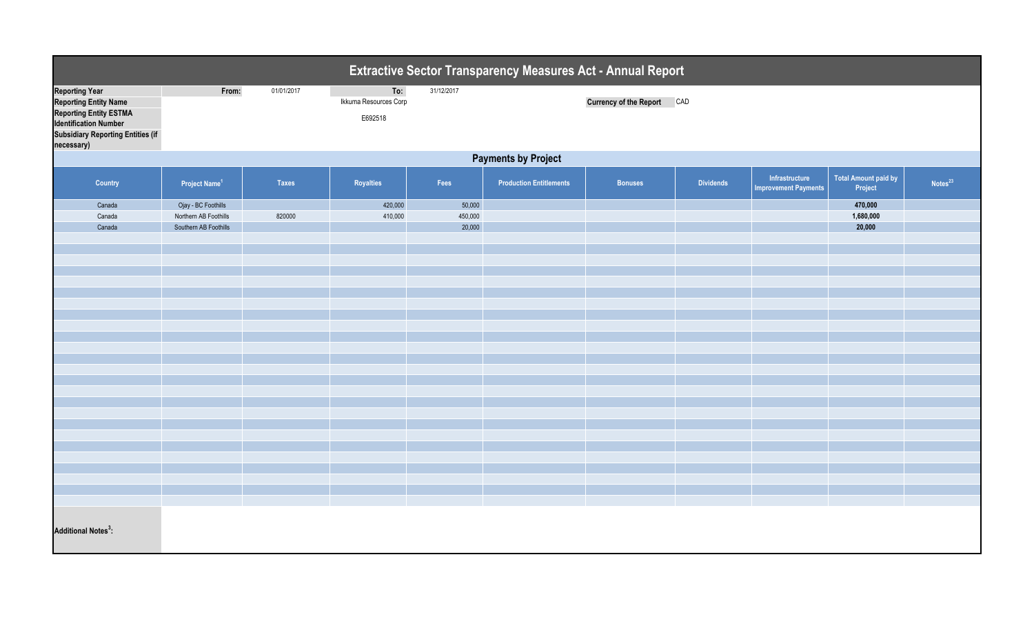# Extractive Sector Transparency Measures Act - Annual Report

| | | | | | | | |
|---|---|---|---|---|---|---|---|
| **Reporting Year** | **From:** | 01/01/2017 | **To:** | 31/12/2017 | | | |
| **Reporting Entity Name** | | | Ikkuma Resources Corp | | | **Currency of the Report** | CAD |
| **Reporting Entity ESTMA Identification Number** | | | E692518 | | | | |
| **Subsidiary Reporting Entities (if necessary)** | | | | | | | |

## Payments by Project

| Country | Project Name[1] | Taxes | Royalties | Fees | Production Entitlements | Bonuses | Dividends | Infrastructure Improvement Payments | Total Amount paid by Project | Notes[23] |
|---|---|---|---|---|---|---|---|---|---|---|
| Canada | Ojay - BC Foothills | | 420,000 | 50,000 | | | | | **470,000** | |
| Canada | Northern AB Foothills | 820000 | 410,000 | 450,000 | | | | | **1,680,000** | |
| Canada | Southern AB Foothills | | | 20,000 | | | | | **20,000** | |

**Additional Notes[3]:**